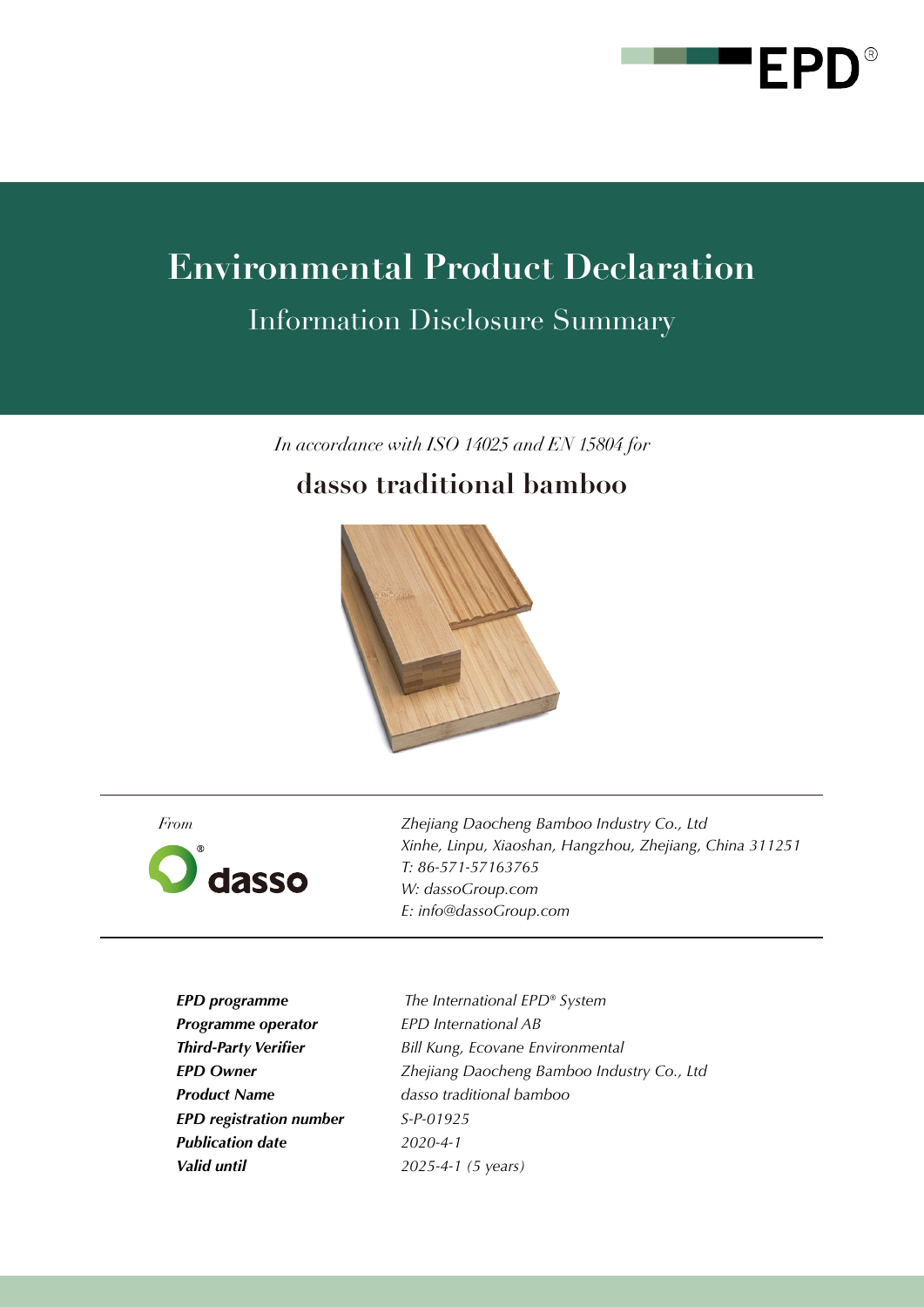# Environmental Product Declaration

## Information Disclosure Summary

*In accordance with ISO 14025 and EN 15804 for*

## dasso traditional bamboo

*From*

*Zhejiang Daocheng Bamboo Industry Co., Ltd*
*Xinhe, Linpu, Xiaoshan, Hangzhou, Zhejiang, China 311251*
*T: 86-571-57163765*
*W: dassoGroup.com*
*E: info@dassoGroup.com*

| | |
|---|---|
| ***EPD programme*** | *The International EPD® System* |
| ***Programme operator*** | *EPD International AB* |
| ***Third-Party Verifier*** | *Bill Kung, Ecovane Environmental* |
| ***EPD Owner*** | *Zhejiang Daocheng Bamboo Industry Co., Ltd* |
| ***Product Name*** | *dasso traditional bamboo* |
| ***EPD registration number*** | *S-P-01925* |
| ***Publication date*** | *2020-4-1* |
| ***Valid until*** | *2025-4-1 (5 years)* |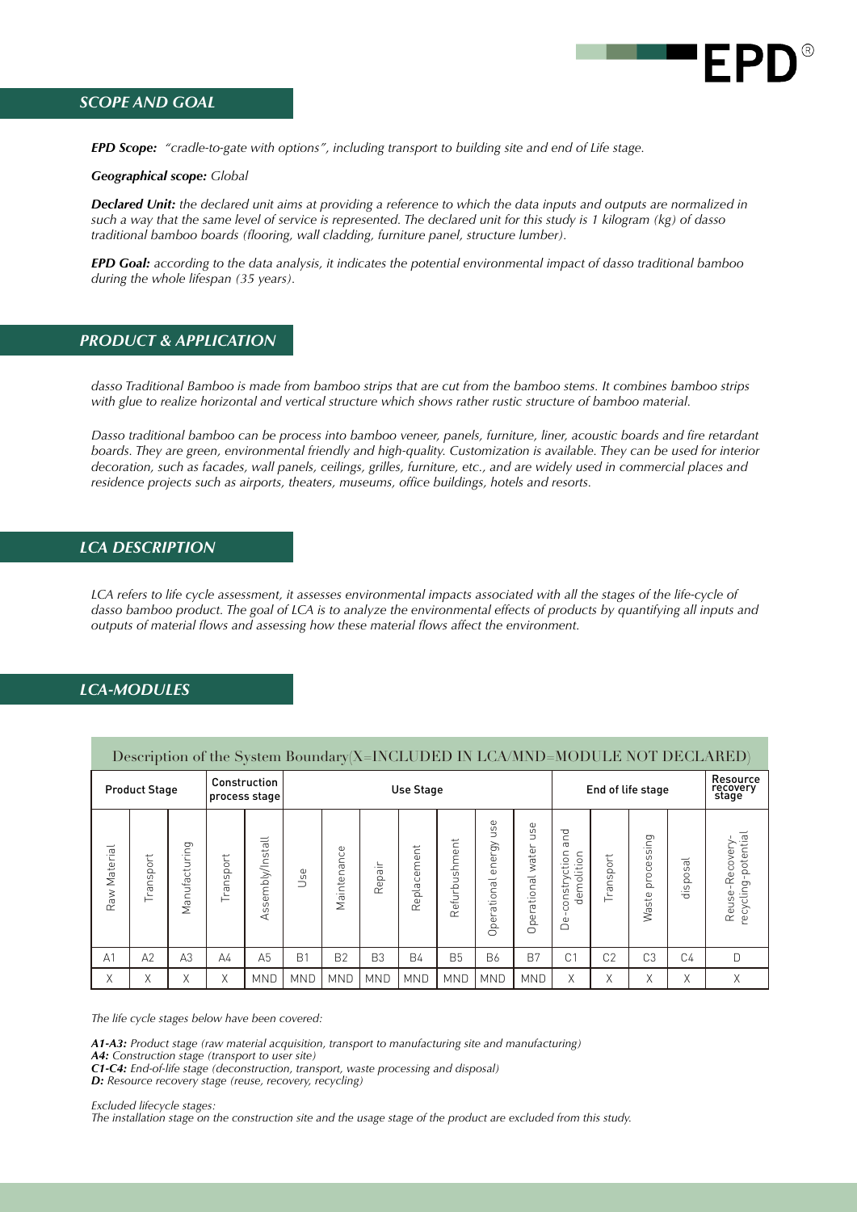## SCOPE AND GOAL

***EPD Scope:*** *"cradle-to-gate with options", including transport to building site and end of Life stage.*

***Geographical scope:*** *Global*

***Declared Unit:*** *the declared unit aims at providing a reference to which the data inputs and outputs are normalized in such a way that the same level of service is represented. The declared unit for this study is 1 kilogram (kg) of dasso traditional bamboo boards (flooring, wall cladding, furniture panel, structure lumber).*

***EPD Goal:*** *according to the data analysis, it indicates the potential environmental impact of dasso traditional bamboo during the whole lifespan (35 years).*

## PRODUCT & APPLICATION

*dasso Traditional Bamboo is made from bamboo strips that are cut from the bamboo stems. It combines bamboo strips with glue to realize horizontal and vertical structure which shows rather rustic structure of bamboo material.*

*Dasso traditional bamboo can be process into bamboo veneer, panels, furniture, liner, acoustic boards and fire retardant boards. They are green, environmental friendly and high-quality. Customization is available. They can be used for interior decoration, such as facades, wall panels, ceilings, grilles, furniture, etc., and are widely used in commercial places and residence projects such as airports, theaters, museums, office buildings, hotels and resorts.*

## LCA DESCRIPTION

*LCA refers to life cycle assessment, it assesses environmental impacts associated with all the stages of the life-cycle of dasso bamboo product. The goal of LCA is to analyze the environmental effects of products by quantifying all inputs and outputs of material flows and assessing how these material flows affect the environment.*

## LCA-MODULES

Description of the System Boundary(X=INCLUDED IN LCA/MND=MODULE NOT DECLARED)

| Product Stage | | | Construction process stage | | Use Stage | | | | | | | End of life stage | | | | Resource recovery stage |
|---|---|---|---|---|---|---|---|---|---|---|---|---|---|---|---|---|
| Raw Material | Transport | Manufacturing | Transport | Assembly/Install | Use | Maintenance | Repair | Replacement | Refurbushment | Operational energy use | Operational water use | De-constryction and demolition | Transport | Waste processing | disposal | Reuse-Recovery-recycling-potential |
| A1 | A2 | A3 | A4 | A5 | B1 | B2 | B3 | B4 | B5 | B6 | B7 | C1 | C2 | C3 | C4 | D |
| X | X | X | X | MND | MND | MND | MND | MND | MND | MND | MND | X | X | X | X | X |

*The life cycle stages below have been covered:*

***A1-A3:*** *Product stage (raw material acquisition, transport to manufacturing site and manufacturing)*
***A4:*** *Construction stage (transport to user site)*
***C1-C4:*** *End-of-life stage (deconstruction, transport, waste processing and disposal)*
***D:*** *Resource recovery stage (reuse, recovery, recycling)*

*Excluded lifecycle stages:*
*The installation stage on the construction site and the usage stage of the product are excluded from this study.*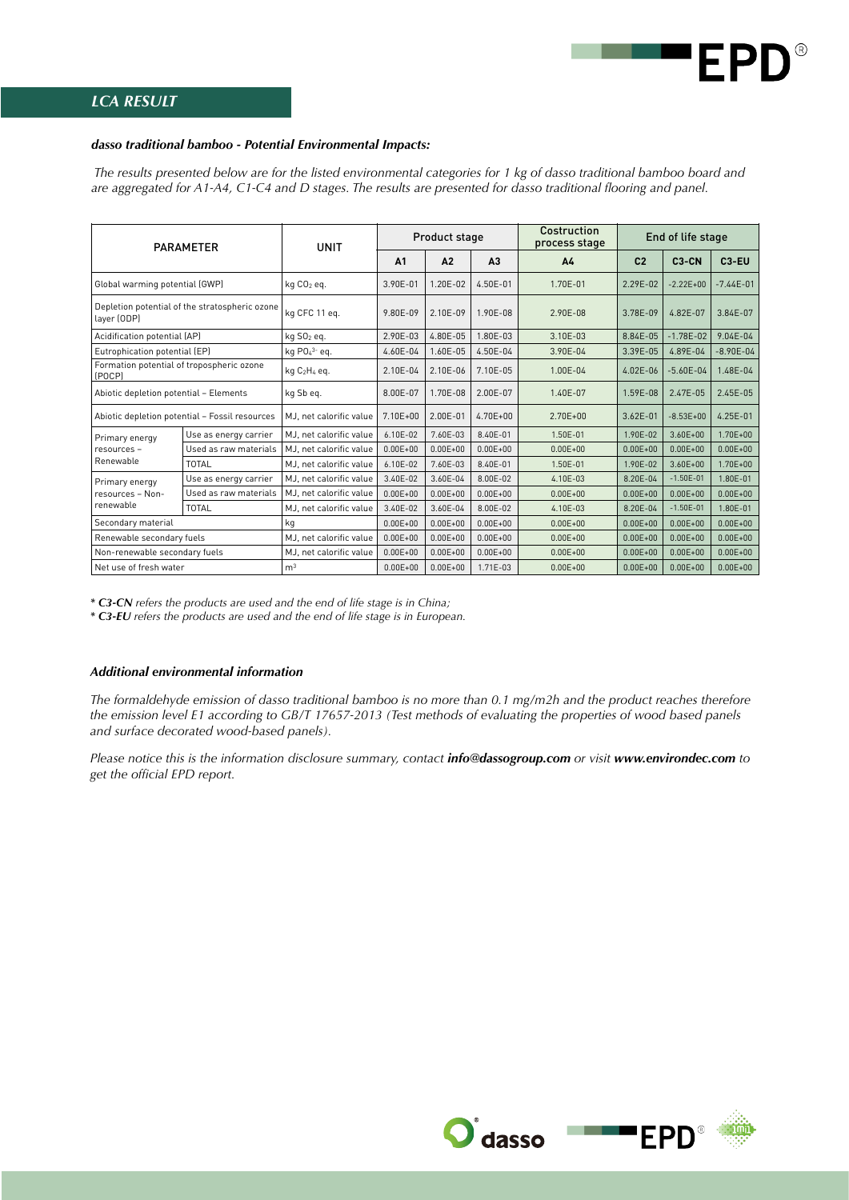## LCA RESULT

### *dasso traditional bamboo - Potential Environmental Impacts:*

*The results presented below are for the listed environmental categories for 1 kg of dasso traditional bamboo board and are aggregated for A1-A4, C1-C4 and D stages. The results are presented for dasso traditional flooring and panel.*

| PARAMETER | | UNIT | Product stage | | | Costruction process stage | End of life stage | | |
|---|---|---|---|---|---|---|---|---|---|
| | | | A1 | A2 | A3 | A4 | C2 | C3-CN | C3-EU |
| Global warming potential (GWP) | | kg $CO_2$ eq. | 3.90E-01 | 1.20E-02 | 4.50E-01 | 1.70E-01 | 2.29E-02 | -2.22E+00 | -7.44E-01 |
| Depletion potential of the stratospheric ozone layer (ODP) | | kg CFC 11 eq. | 9.80E-09 | 2.10E-09 | 1.90E-08 | 2.90E-08 | 3.78E-09 | 4.82E-07 | 3.84E-07 |
| Acidification potential (AP) | | kg $SO_2$ eq. | 2.90E-03 | 4.80E-05 | 1.80E-03 | 3.10E-03 | 8.84E-05 | -1.78E-02 | 9.04E-04 |
| Eutrophication potential (EP) | | kg $PO_4^{3-}$ eq. | 4.60E-04 | 1.60E-05 | 4.50E-04 | 3.90E-04 | 3.39E-05 | 4.89E-04 | -8.90E-04 |
| Formation potential of tropospheric ozone (POCP) | | kg $C_2H_4$ eq. | 2.10E-04 | 2.10E-06 | 7.10E-05 | 1.00E-04 | 4.02E-06 | -5.60E-04 | 1.48E-04 |
| Abiotic depletion potential – Elements | | kg Sb eq. | 8.00E-07 | 1.70E-08 | 2.00E-07 | 1.40E-07 | 1.59E-08 | 2.47E-05 | 2.45E-05 |
| Abiotic depletion potential – Fossil resources | | MJ, net calorific value | 7.10E+00 | 2.00E-01 | 4.70E+00 | 2.70E+00 | 3.62E-01 | -8.53E+00 | 4.25E-01 |
| Primary energy resources – Renewable | Use as energy carrier | MJ, net calorific value | 6.10E-02 | 7.60E-03 | 8.40E-01 | 1.50E-01 | 1.90E-02 | 3.60E+00 | 1.70E+00 |
| | Used as raw materials | MJ, net calorific value | 0.00E+00 | 0.00E+00 | 0.00E+00 | 0.00E+00 | 0.00E+00 | 0.00E+00 | 0.00E+00 |
| | TOTAL | MJ, net calorific value | 6.10E-02 | 7.60E-03 | 8.40E-01 | 1.50E-01 | 1.90E-02 | 3.60E+00 | 1.70E+00 |
| Primary energy resources – Non-renewable | Use as energy carrier | MJ, net calorific value | 3.40E-02 | 3.60E-04 | 8.00E-02 | 4.10E-03 | 8.20E-04 | -1.50E-01 | 1.80E-01 |
| | Used as raw materials | MJ, net calorific value | 0.00E+00 | 0.00E+00 | 0.00E+00 | 0.00E+00 | 0.00E+00 | 0.00E+00 | 0.00E+00 |
| | TOTAL | MJ, net calorific value | 3.40E-02 | 3.60E-04 | 8.00E-02 | 4.10E-03 | 8.20E-04 | -1.50E-01 | 1.80E-01 |
| Secondary material | | kg | 0.00E+00 | 0.00E+00 | 0.00E+00 | 0.00E+00 | 0.00E+00 | 0.00E+00 | 0.00E+00 |
| Renewable secondary fuels | | MJ, net calorific value | 0.00E+00 | 0.00E+00 | 0.00E+00 | 0.00E+00 | 0.00E+00 | 0.00E+00 | 0.00E+00 |
| Non-renewable secondary fuels | | MJ, net calorific value | 0.00E+00 | 0.00E+00 | 0.00E+00 | 0.00E+00 | 0.00E+00 | 0.00E+00 | 0.00E+00 |
| Net use of fresh water | | $m^3$ | 0.00E+00 | 0.00E+00 | 1.71E-03 | 0.00E+00 | 0.00E+00 | 0.00E+00 | 0.00E+00 |

*\* **C3-CN** refers the products are used and the end of life stage is in China;*

*\* **C3-EU** refers the products are used and the end of life stage is in European.*

### *Additional environmental information*

*The formaldehyde emission of dasso traditional bamboo is no more than 0.1 mg/m2h and the product reaches therefore the emission level E1 according to GB/T 17657-2013 (Test methods of evaluating the properties of wood based panels and surface decorated wood-based panels).*

*Please notice this is the information disclosure summary, contact **info@dassogroup.com** or visit **www.environdec.com** to get the official EPD report.*